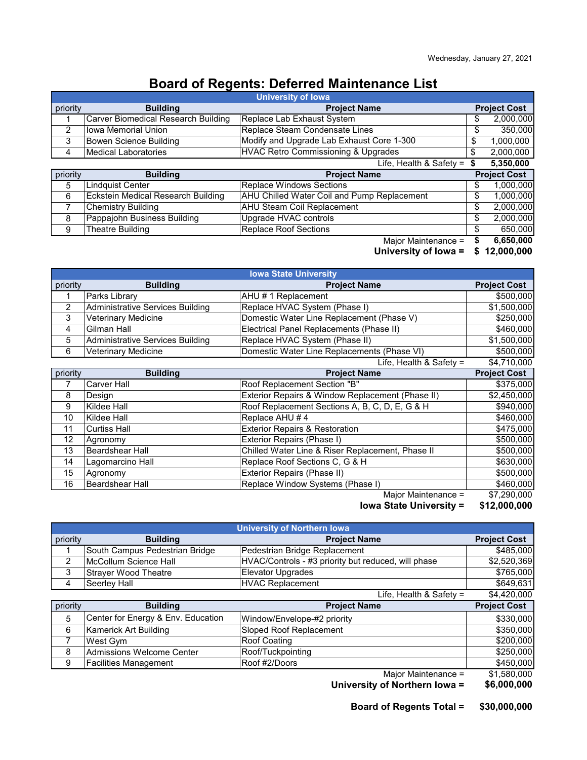Wednesday, January 27, 2021

# Board of Regents: Deferred Maintenance List

## University of Iowa

| priority | Building | Project Name | Project Cost |
|---|---|---|---|
| 1 | Carver Biomedical Research Building | Replace Lab Exhaust System | $ 2,000,000 |
| 2 | Iowa Memorial Union | Replace Steam Condensate Lines | $ 350,000 |
| 3 | Bowen Science Building | Modify and Upgrade Lab Exhaust Core 1-300 | $ 1,000,000 |
| 4 | Medical Laboratories | HVAC Retro Commissioning & Upgrades | $ 2,000,000 |
| | | Life, Health & Safety = | **$ 5,350,000** |

| priority | Building | Project Name | Project Cost |
|---|---|---|---|
| 5 | Lindquist Center | Replace Windows Sections | $ 1,000,000 |
| 6 | Eckstein Medical Research Building | AHU Chilled Water Coil and Pump Replacement | $ 1,000,000 |
| 7 | Chemistry Building | AHU Steam Coil Replacement | $ 2,000,000 |
| 8 | Pappajohn Business Building | Upgrade HVAC controls | $ 2,000,000 |
| 9 | Theatre Building | Replace Roof Sections | $ 650,000 |
| | | Major Maintenance = | **$ 6,650,000** |
| | | **University of Iowa =** | **$ 12,000,000** |

## Iowa State University

| priority | Building | Project Name | Project Cost |
|---|---|---|---|
| 1 | Parks Library | AHU # 1 Replacement | $500,000 |
| 2 | Administrative Services Building | Replace HVAC System (Phase I) | $1,500,000 |
| 3 | Veterinary Medicine | Domestic Water Line Replacement (Phase V) | $250,000 |
| 4 | Gilman Hall | Electrical Panel Replacements (Phase II) | $460,000 |
| 5 | Administrative Services Building | Replace HVAC System (Phase II) | $1,500,000 |
| 6 | Veterinary Medicine | Domestic Water Line Replacements (Phase VI) | $500,000 |
| | | Life, Health & Safety = | $4,710,000 |

| priority | Building | Project Name | Project Cost |
|---|---|---|---|
| 7 | Carver Hall | Roof Replacement Section "B" | $375,000 |
| 8 | Design | Exterior Repairs & Window Replacement (Phase II) | $2,450,000 |
| 9 | Kildee Hall | Roof Replacement Sections A, B, C, D, E, G & H | $940,000 |
| 10 | Kildee Hall | Replace AHU # 4 | $460,000 |
| 11 | Curtiss Hall | Exterior Repairs & Restoration | $475,000 |
| 12 | Agronomy | Exterior Repairs (Phase I) | $500,000 |
| 13 | Beardshear Hall | Chilled Water Line & Riser Replacement, Phase II | $500,000 |
| 14 | Lagomarcino Hall | Replace Roof Sections C, G & H | $630,000 |
| 15 | Agronomy | Exterior Repairs (Phase II) | $500,000 |
| 16 | Beardshear Hall | Replace Window Systems (Phase I) | $460,000 |
| | | Major Maintenance = | $7,290,000 |
| | | **Iowa State University =** | **$12,000,000** |

## University of Northern Iowa

| priority | Building | Project Name | Project Cost |
|---|---|---|---|
| 1 | South Campus Pedestrian Bridge | Pedestrian Bridge Replacement | $485,000 |
| 2 | McCollum Science Hall | HVAC/Controls - #3 priority but reduced, will phase | $2,520,369 |
| 3 | Strayer Wood Theatre | Elevator Upgrades | $765,000 |
| 4 | Seerley Hall | HVAC Replacement | $649,631 |
| | | Life, Health & Safety = | $4,420,000 |

| priority | Building | Project Name | Project Cost |
|---|---|---|---|
| 5 | Center for Energy & Env. Education | Window/Envelope-#2 priority | $330,000 |
| 6 | Kamerick Art Building | Sloped Roof Replacement | $350,000 |
| 7 | West Gym | Roof Coating | $200,000 |
| 8 | Admissions Welcome Center | Roof/Tuckpointing | $250,000 |
| 9 | Facilities Management | Roof #2/Doors | $450,000 |
| | | Major Maintenance = | $1,580,000 |
| | | **University of Northern Iowa =** | **$6,000,000** |

**Board of Regents Total = $30,000,000**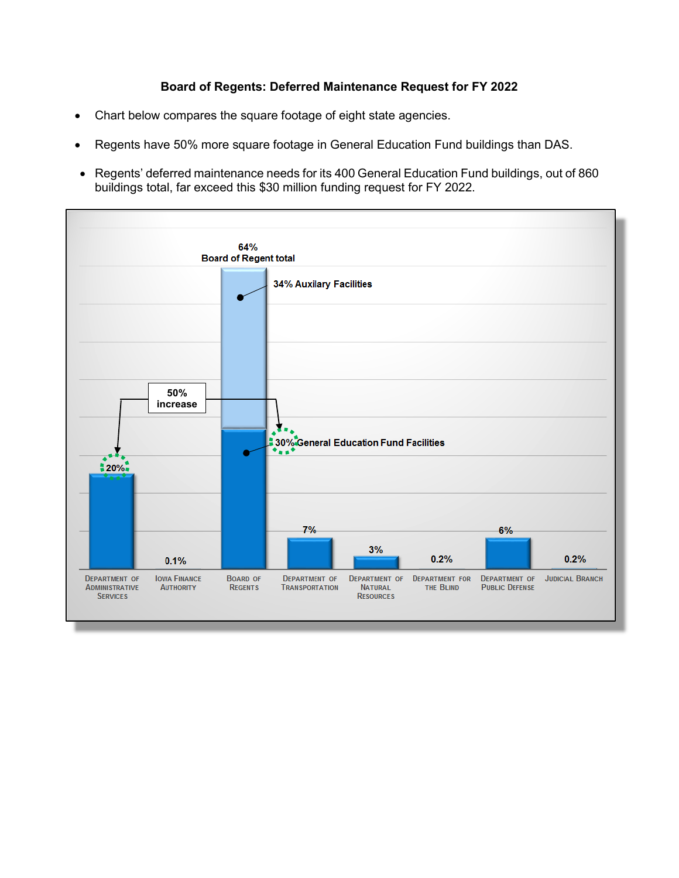**Board of Regents: Deferred Maintenance Request for FY 2022**

- Chart below compares the square footage of eight state agencies.
- Regents have 50% more square footage in General Education Fund buildings than DAS.
- Regents' deferred maintenance needs for its 400 General Education Fund buildings, out of 860 buildings total, far exceed this $30 million funding request for FY 2022.

64%
Board of Regent total

34% Auxilary Facilities

50% increase

30% General Education Fund Facilities

20%

0.1%

7%

3%

0.2%

6%

0.2%

Department of Administrative Services

Iowa Finance Authority

Board of Regents

Department of Transportation

Department of Natural Resources

Department for the Blind

Department of Public Defense

Judicial Branch